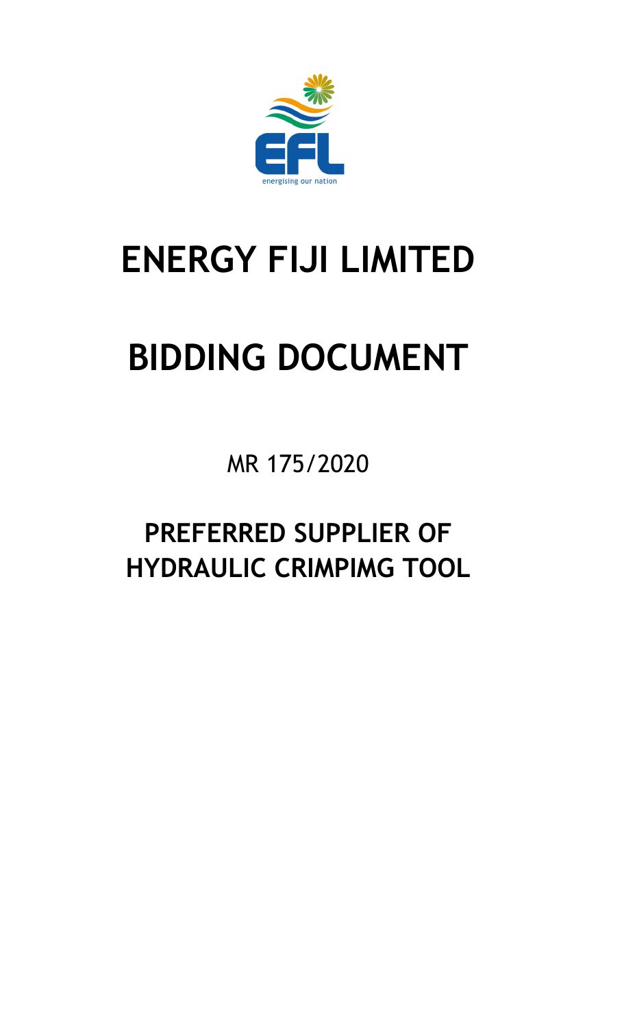# ENERGY FIJI LIMITED

# BIDDING DOCUMENT

MR 175/2020

## PREFERRED SUPPLIER OF HYDRAULIC CRIMPIMG TOOL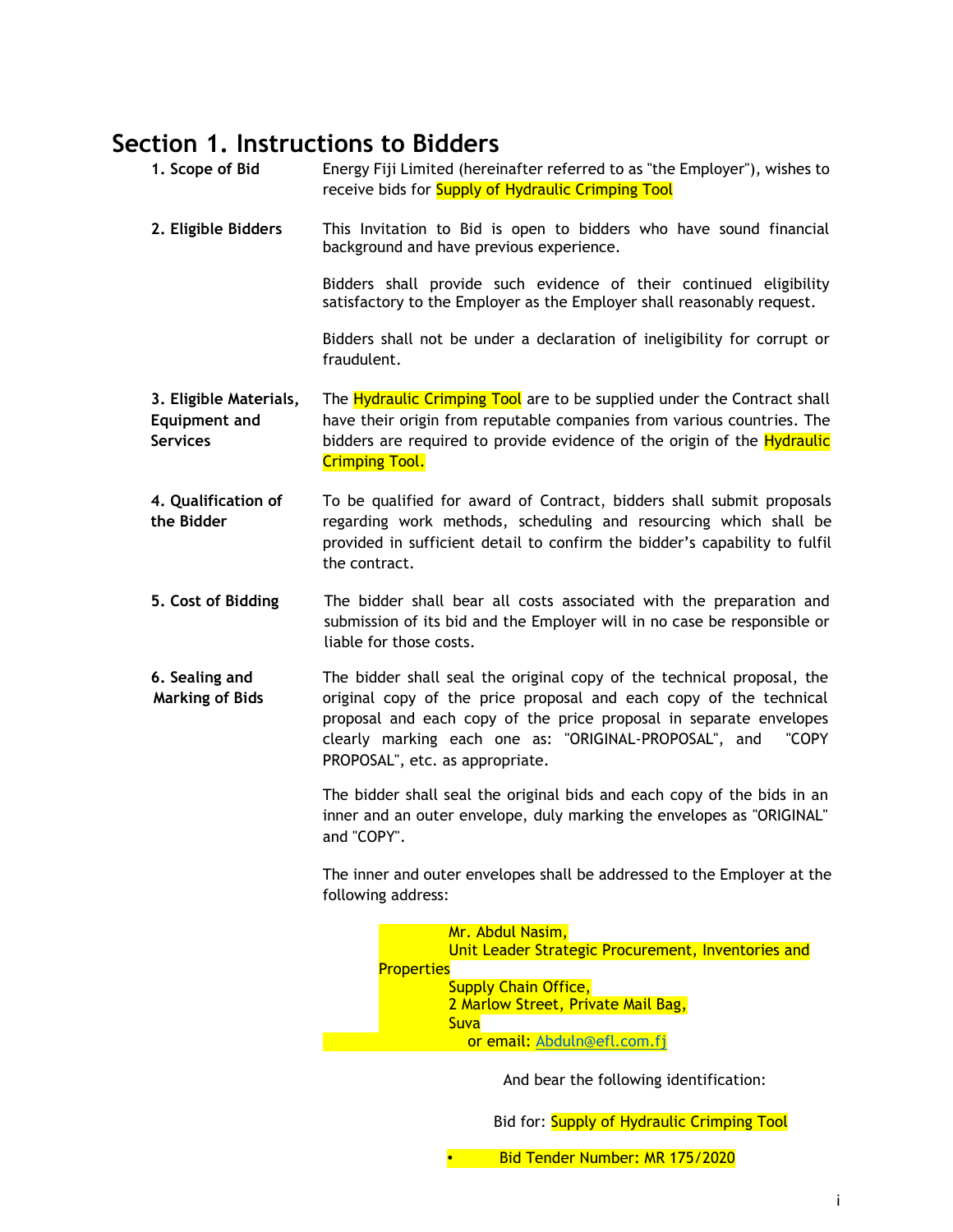# Section 1. Instructions to Bidders

**1. Scope of Bid**

Energy Fiji Limited (hereinafter referred to as "the Employer"), wishes to receive bids for Supply of Hydraulic Crimping Tool

**2. Eligible Bidders**

This Invitation to Bid is open to bidders who have sound financial background and have previous experience.

Bidders shall provide such evidence of their continued eligibility satisfactory to the Employer as the Employer shall reasonably request.

Bidders shall not be under a declaration of ineligibility for corrupt or fraudulent.

**3. Eligible Materials, Equipment and Services**

The Hydraulic Crimping Tool are to be supplied under the Contract shall have their origin from reputable companies from various countries. The bidders are required to provide evidence of the origin of the Hydraulic Crimping Tool.

**4. Qualification of the Bidder**

To be qualified for award of Contract, bidders shall submit proposals regarding work methods, scheduling and resourcing which shall be provided in sufficient detail to confirm the bidder's capability to fulfil the contract.

**5. Cost of Bidding**

The bidder shall bear all costs associated with the preparation and submission of its bid and the Employer will in no case be responsible or liable for those costs.

**6. Sealing and Marking of Bids**

The bidder shall seal the original copy of the technical proposal, the original copy of the price proposal and each copy of the technical proposal and each copy of the price proposal in separate envelopes clearly marking each one as: "ORIGINAL-PROPOSAL", and "COPY PROPOSAL", etc. as appropriate.

The bidder shall seal the original bids and each copy of the bids in an inner and an outer envelope, duly marking the envelopes as "ORIGINAL" and "COPY".

The inner and outer envelopes shall be addressed to the Employer at the following address:

Mr. Abdul Nasim,
Unit Leader Strategic Procurement, Inventories and Properties
Supply Chain Office,
2 Marlow Street, Private Mail Bag,
Suva
or email: Abduln@efl.com.fj

And bear the following identification:

Bid for: Supply of Hydraulic Crimping Tool

- Bid Tender Number: MR 175/2020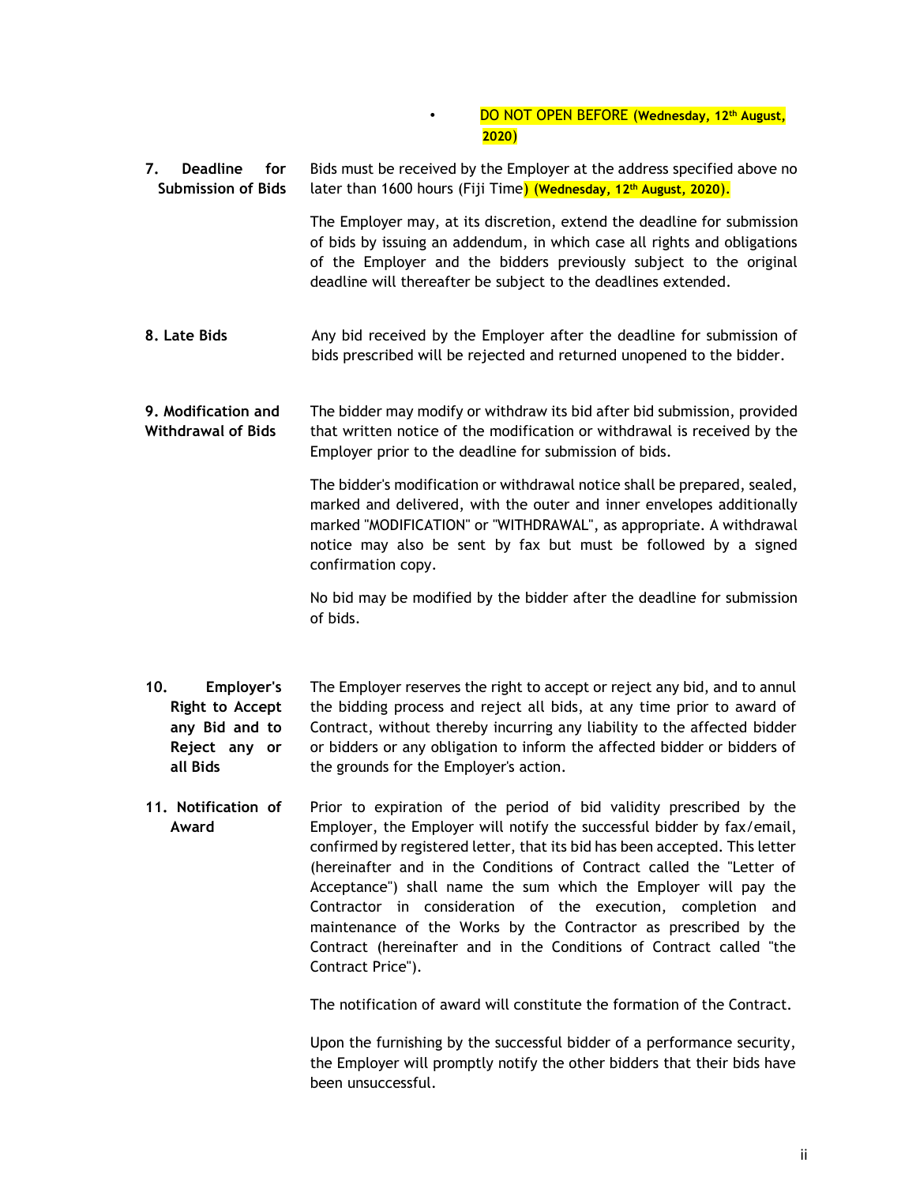- DO NOT OPEN BEFORE **(Wednesday, 12th August, 2020)**

| | |
|---|---|
| **7. Deadline for Submission of Bids** | Bids must be received by the Employer at the address specified above no later than 1600 hours (Fiji Time**) (Wednesday, 12th August, 2020).**<br><br>The Employer may, at its discretion, extend the deadline for submission of bids by issuing an addendum, in which case all rights and obligations of the Employer and the bidders previously subject to the original deadline will thereafter be subject to the deadlines extended. |
| **8. Late Bids** | Any bid received by the Employer after the deadline for submission of bids prescribed will be rejected and returned unopened to the bidder. |
| **9. Modification and Withdrawal of Bids** | The bidder may modify or withdraw its bid after bid submission, provided that written notice of the modification or withdrawal is received by the Employer prior to the deadline for submission of bids.<br><br>The bidder's modification or withdrawal notice shall be prepared, sealed, marked and delivered, with the outer and inner envelopes additionally marked "MODIFICATION" or "WITHDRAWAL", as appropriate. A withdrawal notice may also be sent by fax but must be followed by a signed confirmation copy.<br><br>No bid may be modified by the bidder after the deadline for submission of bids. |
| **10. Employer's Right to Accept any Bid and to Reject any or all Bids** | The Employer reserves the right to accept or reject any bid, and to annul the bidding process and reject all bids, at any time prior to award of Contract, without thereby incurring any liability to the affected bidder or bidders or any obligation to inform the affected bidder or bidders of the grounds for the Employer's action. |
| **11. Notification of Award** | Prior to expiration of the period of bid validity prescribed by the Employer, the Employer will notify the successful bidder by fax/email, confirmed by registered letter, that its bid has been accepted. This letter (hereinafter and in the Conditions of Contract called the "Letter of Acceptance") shall name the sum which the Employer will pay the Contractor in consideration of the execution, completion and maintenance of the Works by the Contractor as prescribed by the Contract (hereinafter and in the Conditions of Contract called "the Contract Price").<br><br>The notification of award will constitute the formation of the Contract.<br><br>Upon the furnishing by the successful bidder of a performance security, the Employer will promptly notify the other bidders that their bids have been unsuccessful. |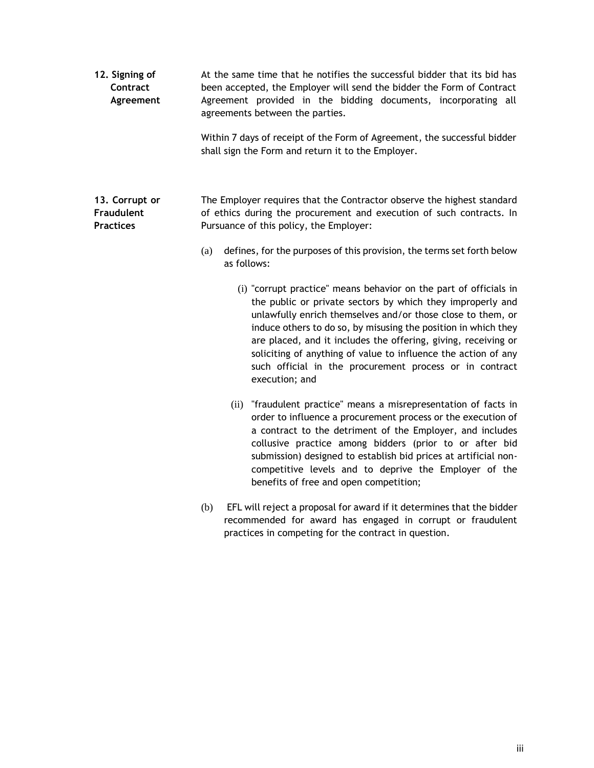**12. Signing of Contract Agreement**

At the same time that he notifies the successful bidder that its bid has been accepted, the Employer will send the bidder the Form of Contract Agreement provided in the bidding documents, incorporating all agreements between the parties.

Within 7 days of receipt of the Form of Agreement, the successful bidder shall sign the Form and return it to the Employer.

**13. Corrupt or Fraudulent Practices**

The Employer requires that the Contractor observe the highest standard of ethics during the procurement and execution of such contracts. In Pursuance of this policy, the Employer:

(a) defines, for the purposes of this provision, the terms set forth below as follows:

(i) "corrupt practice" means behavior on the part of officials in the public or private sectors by which they improperly and unlawfully enrich themselves and/or those close to them, or induce others to do so, by misusing the position in which they are placed, and it includes the offering, giving, receiving or soliciting of anything of value to influence the action of any such official in the procurement process or in contract execution; and

(ii) "fraudulent practice" means a misrepresentation of facts in order to influence a procurement process or the execution of a contract to the detriment of the Employer, and includes collusive practice among bidders (prior to or after bid submission) designed to establish bid prices at artificial non-competitive levels and to deprive the Employer of the benefits of free and open competition;

(b) EFL will reject a proposal for award if it determines that the bidder recommended for award has engaged in corrupt or fraudulent practices in competing for the contract in question.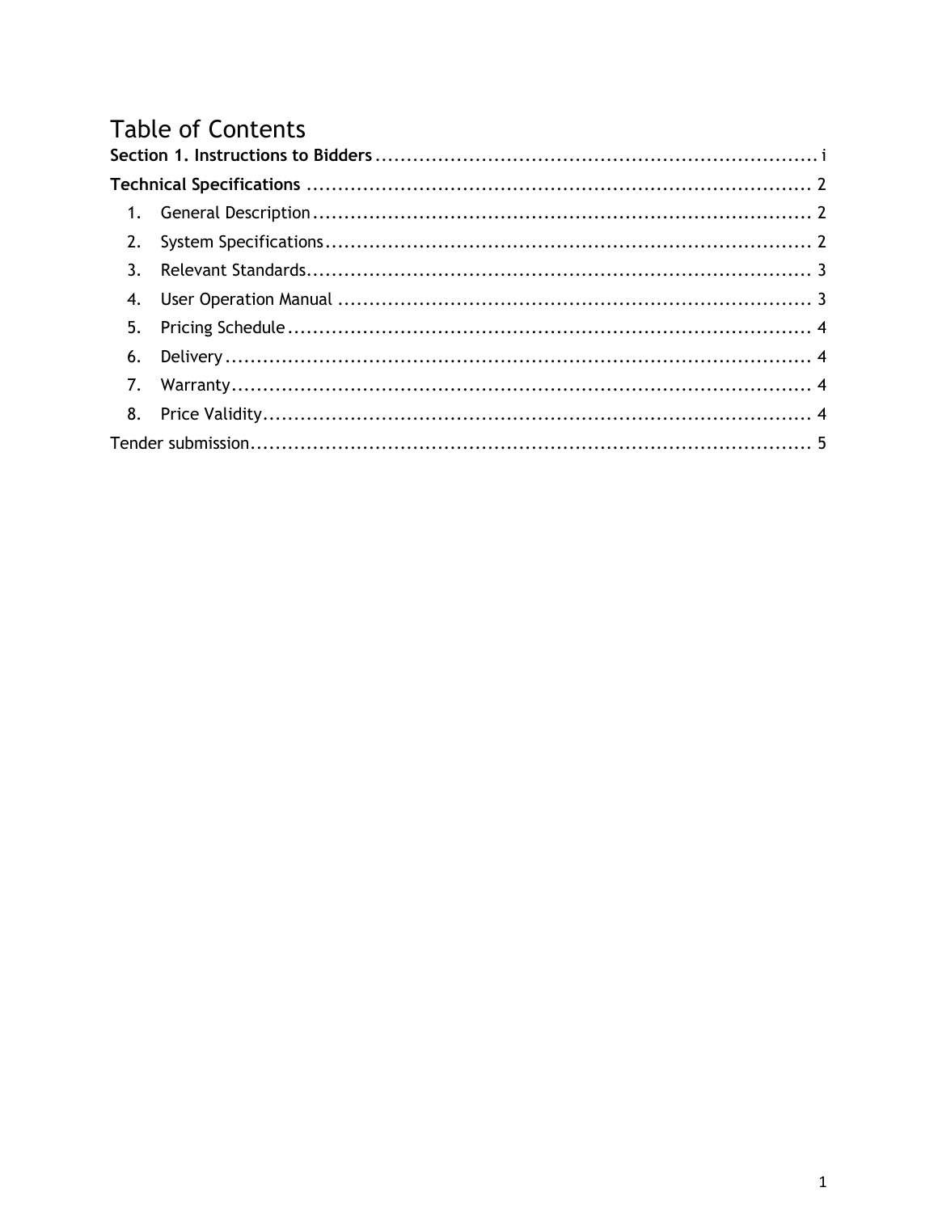# Table of Contents

**Section 1. Instructions to Bidders** ........................................................................ i

**Technical Specifications** .................................................................................. 2

1. General Description ................................................................................ 2
2. System Specifications .............................................................................. 2
3. Relevant Standards.................................................................................. 3
4. User Operation Manual ............................................................................ 3
5. Pricing Schedule ..................................................................................... 4
6. Delivery ................................................................................................ 4
7. Warranty................................................................................................ 4
8. Price Validity.......................................................................................... 4

Tender submission.......................................................................................... 5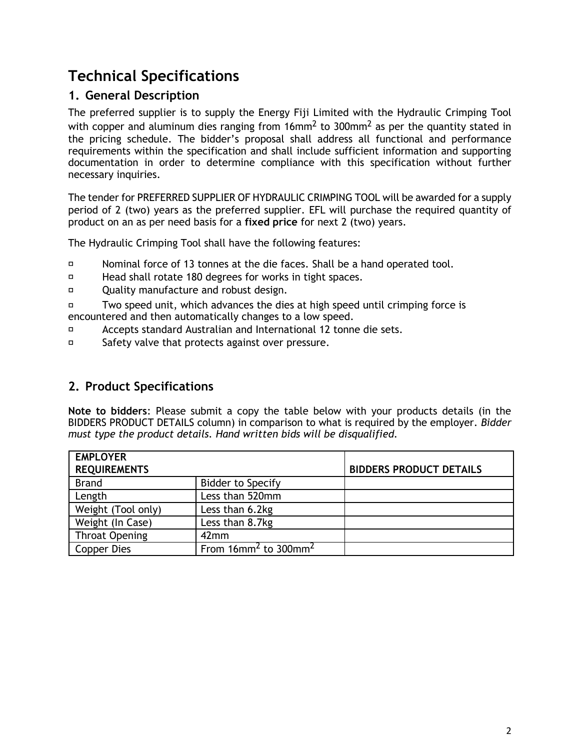# Technical Specifications

## 1. General Description

The preferred supplier is to supply the Energy Fiji Limited with the Hydraulic Crimping Tool with copper and aluminum dies ranging from $16mm^2$ to $300mm^2$ as per the quantity stated in the pricing schedule. The bidder's proposal shall address all functional and performance requirements within the specification and shall include sufficient information and supporting documentation in order to determine compliance with this specification without further necessary inquiries.

The tender for PREFERRED SUPPLIER OF HYDRAULIC CRIMPING TOOL will be awarded for a supply period of 2 (two) years as the preferred supplier. EFL will purchase the required quantity of product on an as per need basis for a **fixed price** for next 2 (two) years.

The Hydraulic Crimping Tool shall have the following features:

- Nominal force of 13 tonnes at the die faces. Shall be a hand operated tool.
- Head shall rotate 180 degrees for works in tight spaces.
- Quality manufacture and robust design.
- Two speed unit, which advances the dies at high speed until crimping force is encountered and then automatically changes to a low speed.
- Accepts standard Australian and International 12 tonne die sets.
- Safety valve that protects against over pressure.

## 2. Product Specifications

**Note to bidders**: Please submit a copy the table below with your products details (in the BIDDERS PRODUCT DETAILS column) in comparison to what is required by the employer. *Bidder must type the product details. Hand written bids will be disqualified.*

| EMPLOYER REQUIREMENTS | | BIDDERS PRODUCT DETAILS |
|---|---|---|
| Brand | Bidder to Specify | |
| Length | Less than 520mm | |
| Weight (Tool only) | Less than 6.2kg | |
| Weight (In Case) | Less than 8.7kg | |
| Throat Opening | 42mm | |
| Copper Dies | From $16mm^2$ to $300mm^2$ | |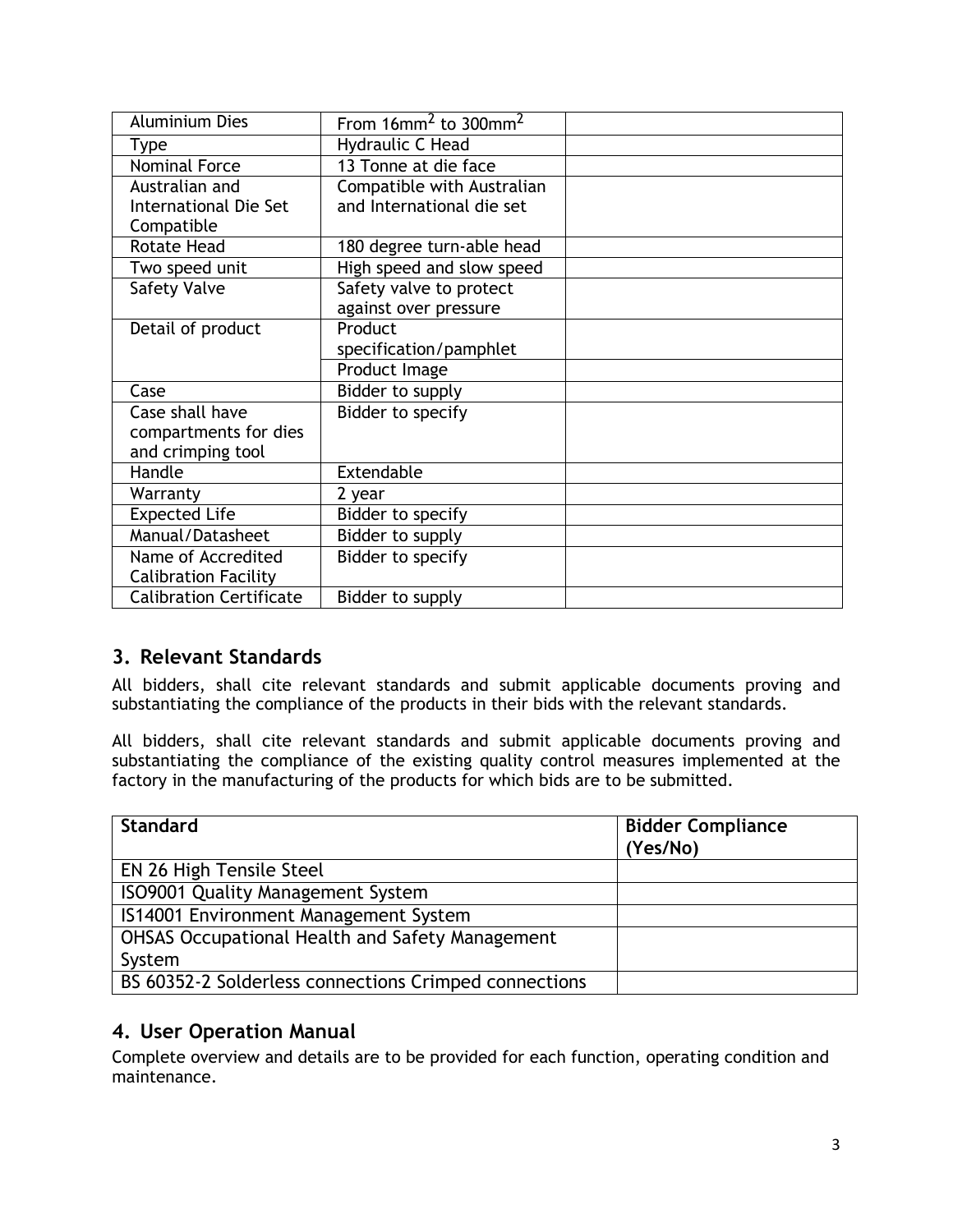| Aluminium Dies | From 16mm$^2$ to 300mm$^2$ | |
|---|---|---|
| Type | Hydraulic C Head | |
| Nominal Force | 13 Tonne at die face | |
| Australian and International Die Set Compatible | Compatible with Australian and International die set | |
| Rotate Head | 180 degree turn-able head | |
| Two speed unit | High speed and slow speed | |
| Safety Valve | Safety valve to protect against over pressure | |
| Detail of product | Product specification/pamphlet | |
| | Product Image | |
| Case | Bidder to supply | |
| Case shall have compartments for dies and crimping tool | Bidder to specify | |
| Handle | Extendable | |
| Warranty | 2 year | |
| Expected Life | Bidder to specify | |
| Manual/Datasheet | Bidder to supply | |
| Name of Accredited Calibration Facility | Bidder to specify | |
| Calibration Certificate | Bidder to supply | |

## 3. Relevant Standards

All bidders, shall cite relevant standards and submit applicable documents proving and substantiating the compliance of the products in their bids with the relevant standards.

All bidders, shall cite relevant standards and submit applicable documents proving and substantiating the compliance of the existing quality control measures implemented at the factory in the manufacturing of the products for which bids are to be submitted.

| **Standard** | **Bidder Compliance (Yes/No)** |
|---|---|
| EN 26 High Tensile Steel | |
| ISO9001 Quality Management System | |
| IS14001 Environment Management System | |
| OHSAS Occupational Health and Safety Management System | |
| BS 60352-2 Solderless connections Crimped connections | |

## 4. User Operation Manual

Complete overview and details are to be provided for each function, operating condition and maintenance.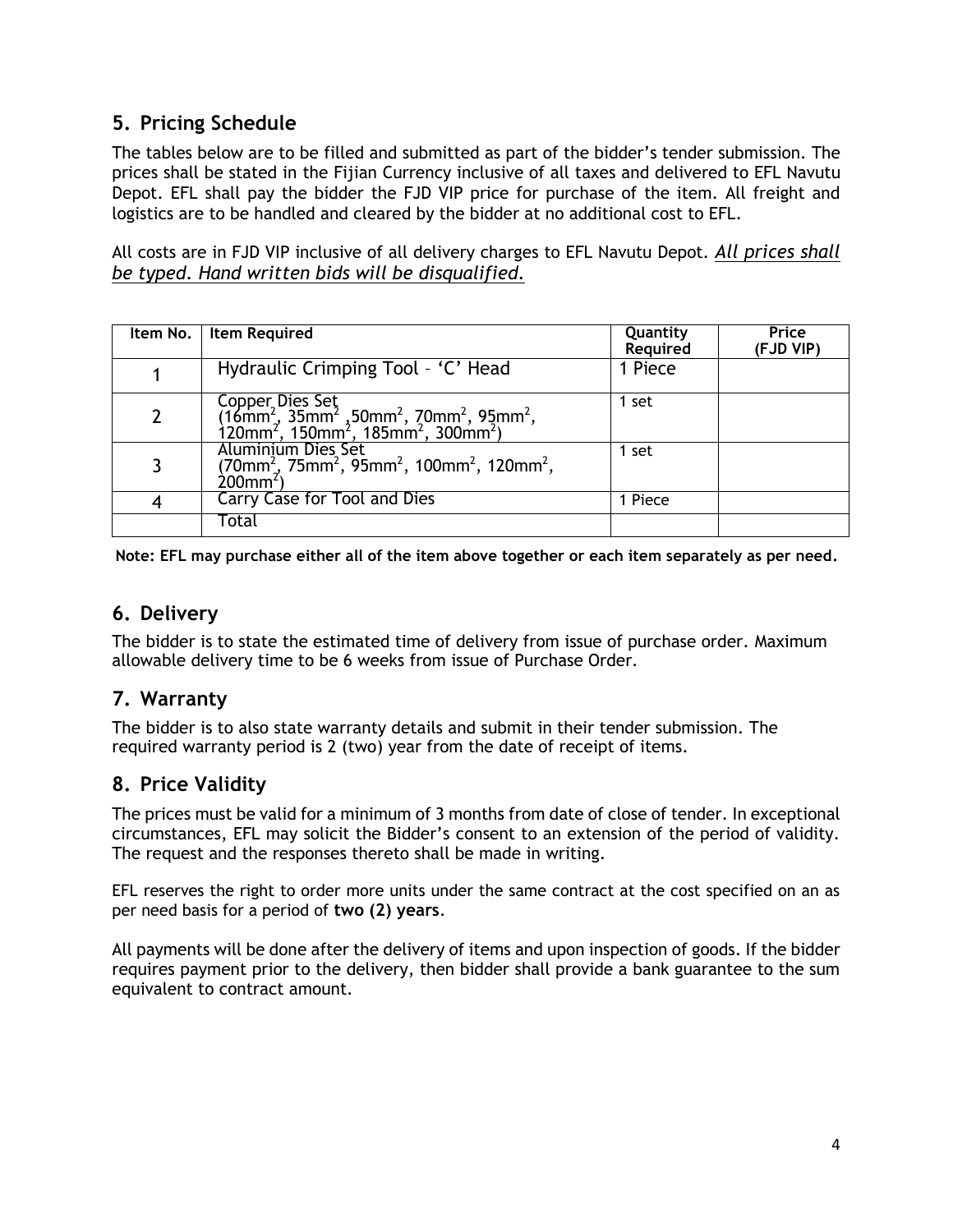## 5. Pricing Schedule

The tables below are to be filled and submitted as part of the bidder's tender submission. The prices shall be stated in the Fijian Currency inclusive of all taxes and delivered to EFL Navutu Depot. EFL shall pay the bidder the FJD VIP price for purchase of the item. All freight and logistics are to be handled and cleared by the bidder at no additional cost to EFL.

All costs are in FJD VIP inclusive of all delivery charges to EFL Navutu Depot. *All prices shall be typed. Hand written bids will be disqualified.*

| Item No. | Item Required | Quantity Required | Price (FJD VIP) |
|---|---|---|---|
| 1 | Hydraulic Crimping Tool – 'C' Head | 1 Piece | |
| 2 | Copper Dies Set ($16mm^2$, $35mm^2$ ,$50mm^2$, $70mm^2$, $95mm^2$, $120mm^2$, $150mm^2$, $185mm^2$, $300mm^2$) | 1 set | |
| 3 | Aluminium Dies Set ($70mm^2$, $75mm^2$, $95mm^2$, $100mm^2$, $120mm^2$, $200mm^2$) | 1 set | |
| 4 | Carry Case for Tool and Dies | 1 Piece | |
| | Total | | |

**Note: EFL may purchase either all of the item above together or each item separately as per need.**

## 6. Delivery

The bidder is to state the estimated time of delivery from issue of purchase order. Maximum allowable delivery time to be 6 weeks from issue of Purchase Order.

## 7. Warranty

The bidder is to also state warranty details and submit in their tender submission. The required warranty period is 2 (two) year from the date of receipt of items.

## 8. Price Validity

The prices must be valid for a minimum of 3 months from date of close of tender. In exceptional circumstances, EFL may solicit the Bidder's consent to an extension of the period of validity. The request and the responses thereto shall be made in writing.

EFL reserves the right to order more units under the same contract at the cost specified on an as per need basis for a period of **two (2) years**.

All payments will be done after the delivery of items and upon inspection of goods. If the bidder requires payment prior to the delivery, then bidder shall provide a bank guarantee to the sum equivalent to contract amount.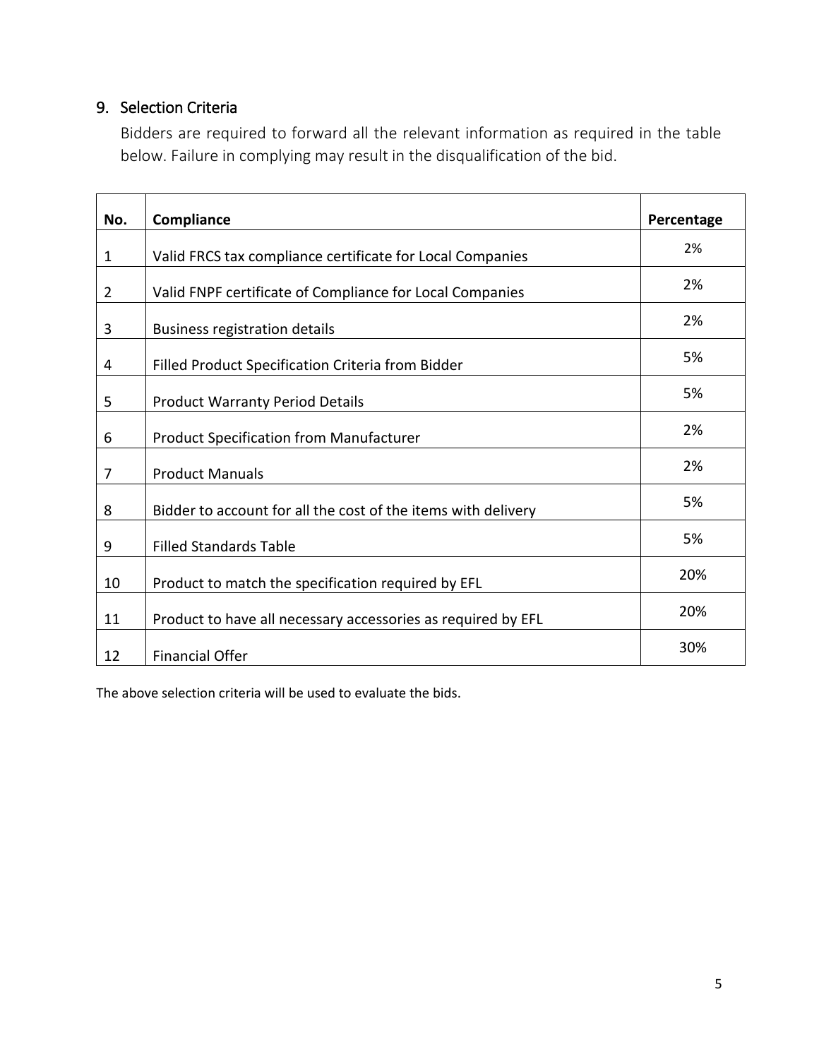## 9. Selection Criteria

Bidders are required to forward all the relevant information as required in the table below. Failure in complying may result in the disqualification of the bid.

| No. | Compliance | Percentage |
|---|---|---|
| 1 | Valid FRCS tax compliance certificate for Local Companies | 2% |
| 2 | Valid FNPF certificate of Compliance for Local Companies | 2% |
| 3 | Business registration details | 2% |
| 4 | Filled Product Specification Criteria from Bidder | 5% |
| 5 | Product Warranty Period Details | 5% |
| 6 | Product Specification from Manufacturer | 2% |
| 7 | Product Manuals | 2% |
| 8 | Bidder to account for all the cost of the items with delivery | 5% |
| 9 | Filled Standards Table | 5% |
| 10 | Product to match the specification required by EFL | 20% |
| 11 | Product to have all necessary accessories as required by EFL | 20% |
| 12 | Financial Offer | 30% |

The above selection criteria will be used to evaluate the bids.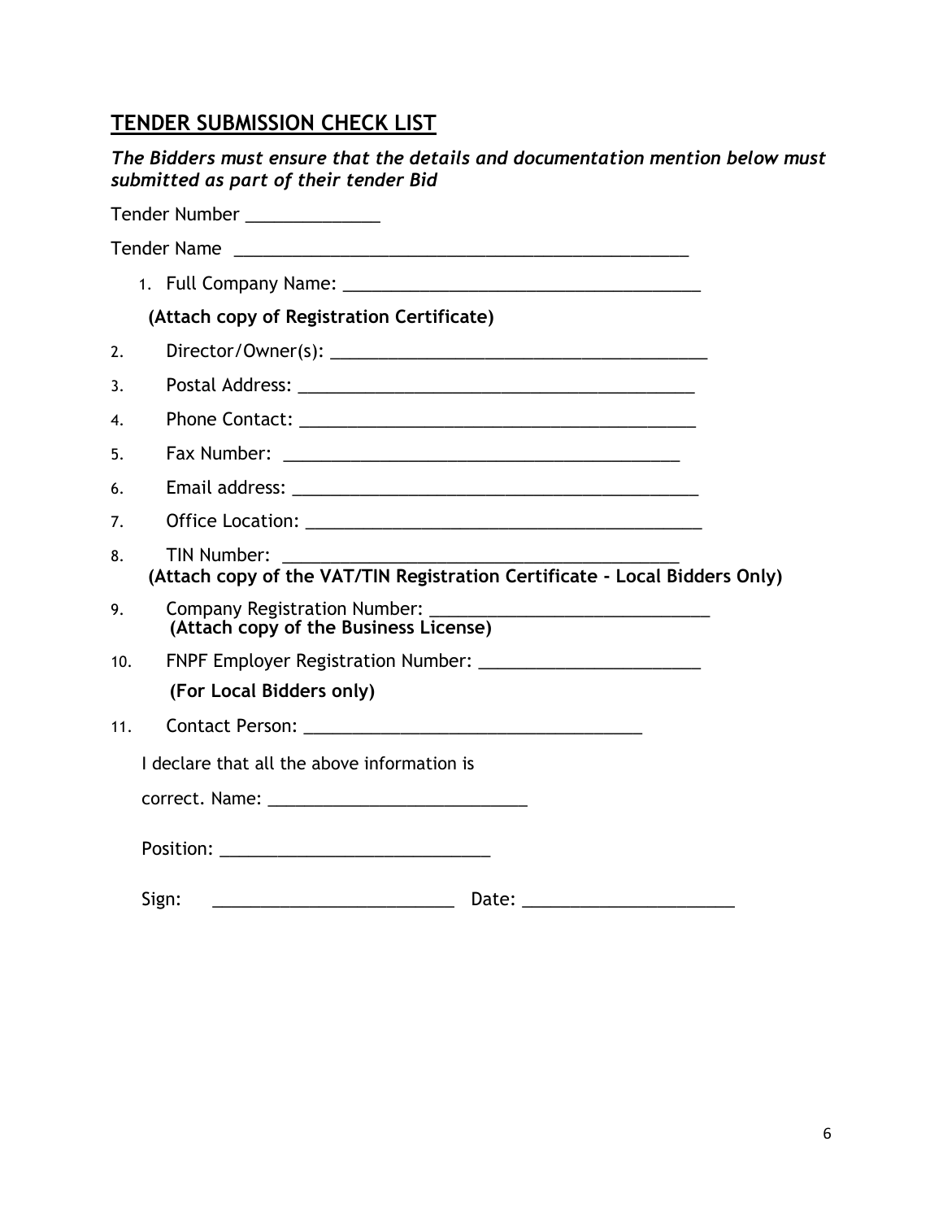## TENDER SUBMISSION CHECK LIST

***The Bidders must ensure that the details and documentation mention below must submitted as part of their tender Bid***

Tender Number _____________

Tender Name ______________________________________________

1. Full Company Name: ____________________________________

   **(Attach copy of Registration Certificate)**

2. Director/Owner(s): ______________________________________

3. Postal Address: ________________________________________

4. Phone Contact: ________________________________________

5. Fax Number: __________________________________________

6. Email address: ________________________________________

7. Office Location: _______________________________________

8. TIN Number: __________________________________________

   **(Attach copy of the VAT/TIN Registration Certificate - Local Bidders Only)**

9. Company Registration Number: ____________________________

   **(Attach copy of the Business License)**

10. FNPF Employer Registration Number: ______________________

    **(For Local Bidders only)**

11. Contact Person: _____________________________________

I declare that all the above information is

correct. Name: __________________________

Position: ___________________________

Sign: ________________________ Date: _____________________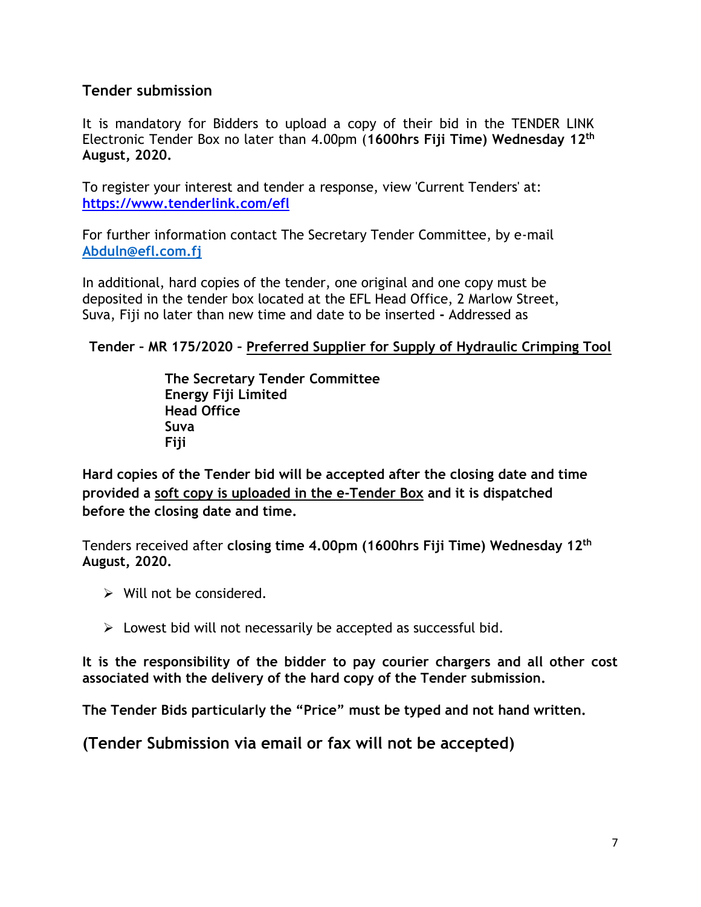## Tender submission

It is mandatory for Bidders to upload a copy of their bid in the TENDER LINK Electronic Tender Box no later than 4.00pm (**1600hrs Fiji Time) Wednesday 12th August, 2020.**

To register your interest and tender a response, view 'Current Tenders' at: **https://www.tenderlink.com/efl**

For further information contact The Secretary Tender Committee, by e-mail **Abduln@efl.com.fj**

In additional, hard copies of the tender, one original and one copy must be deposited in the tender box located at the EFL Head Office, 2 Marlow Street, Suva, Fiji no later than new time and date to be inserted **-** Addressed as

**Tender – MR 175/2020 – Preferred Supplier for Supply of Hydraulic Crimping Tool**

**The Secretary Tender Committee**
**Energy Fiji Limited**
**Head Office**
**Suva**
**Fiji**

**Hard copies of the Tender bid will be accepted after the closing date and time provided a soft copy is uploaded in the e-Tender Box and it is dispatched before the closing date and time.**

Tenders received after **closing time 4.00pm (1600hrs Fiji Time) Wednesday 12th August, 2020.**

- Will not be considered.
- Lowest bid will not necessarily be accepted as successful bid.

**It is the responsibility of the bidder to pay courier chargers and all other cost associated with the delivery of the hard copy of the Tender submission.**

**The Tender Bids particularly the "Price" must be typed and not hand written.**

**(Tender Submission via email or fax will not be accepted)**